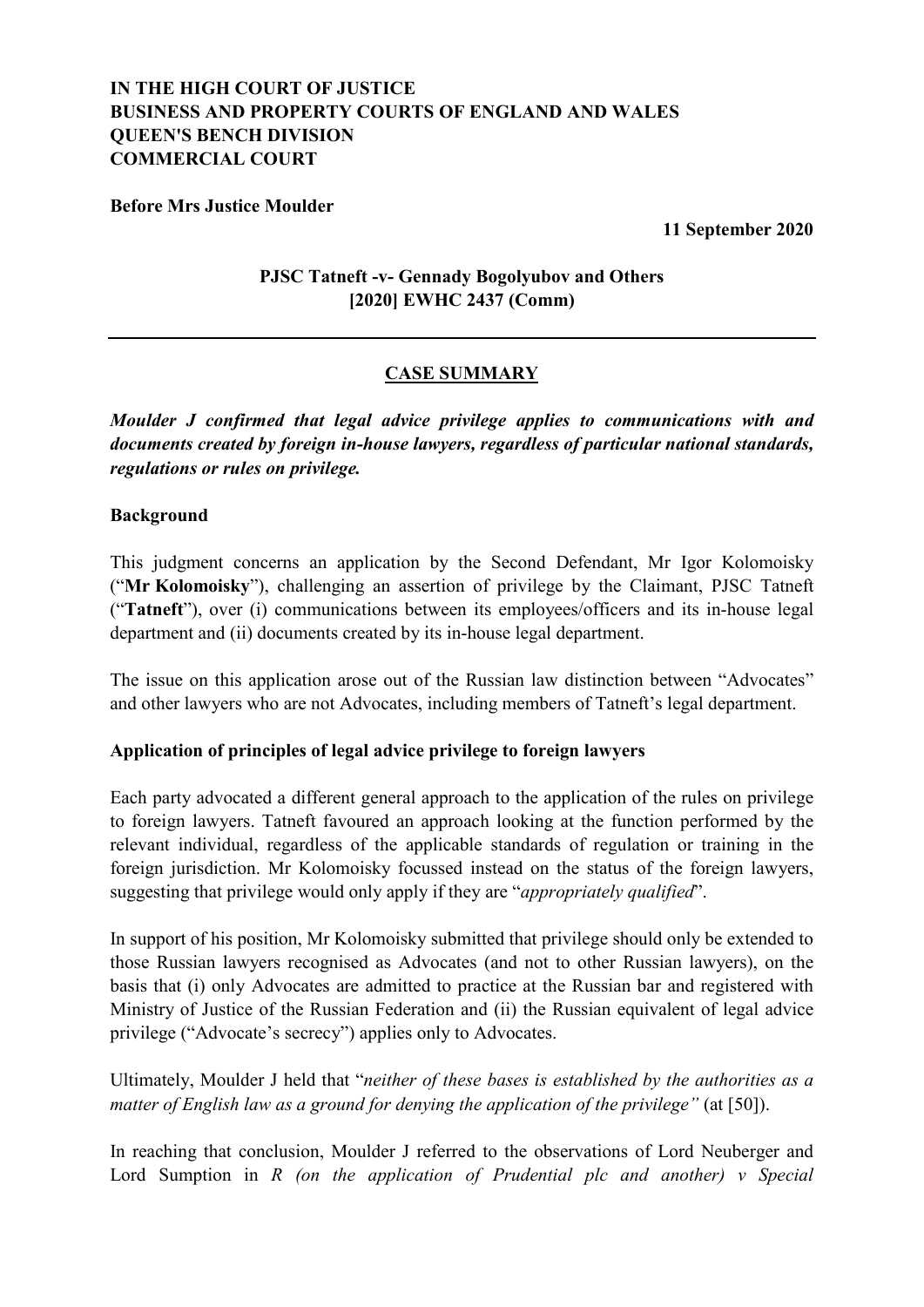**IN THE HIGH COURT OF JUSTICE**
**BUSINESS AND PROPERTY COURTS OF ENGLAND AND WALES**
**QUEEN'S BENCH DIVISION**
**COMMERCIAL COURT**

**Before Mrs Justice Moulder**

**11 September 2020**

**PJSC Tatneft -v- Gennady Bogolyubov and Others**
**[2020] EWHC 2437 (Comm)**

---

## CASE SUMMARY

***Moulder J confirmed that legal advice privilege applies to communications with and documents created by foreign in-house lawyers, regardless of particular national standards, regulations or rules on privilege.***

### Background

This judgment concerns an application by the Second Defendant, Mr Igor Kolomoisky ("**Mr Kolomoisky**"), challenging an assertion of privilege by the Claimant, PJSC Tatneft ("**Tatneft**"), over (i) communications between its employees/officers and its in-house legal department and (ii) documents created by its in-house legal department.

The issue on this application arose out of the Russian law distinction between "Advocates" and other lawyers who are not Advocates, including members of Tatneft's legal department.

### Application of principles of legal advice privilege to foreign lawyers

Each party advocated a different general approach to the application of the rules on privilege to foreign lawyers. Tatneft favoured an approach looking at the function performed by the relevant individual, regardless of the applicable standards of regulation or training in the foreign jurisdiction. Mr Kolomoisky focussed instead on the status of the foreign lawyers, suggesting that privilege would only apply if they are "*appropriately qualified*".

In support of his position, Mr Kolomoisky submitted that privilege should only be extended to those Russian lawyers recognised as Advocates (and not to other Russian lawyers), on the basis that (i) only Advocates are admitted to practice at the Russian bar and registered with Ministry of Justice of the Russian Federation and (ii) the Russian equivalent of legal advice privilege ("Advocate's secrecy") applies only to Advocates.

Ultimately, Moulder J held that "*neither of these bases is established by the authorities as a matter of English law as a ground for denying the application of the privilege"* (at [50]).

In reaching that conclusion, Moulder J referred to the observations of Lord Neuberger and Lord Sumption in *R (on the application of Prudential plc and another) v Special*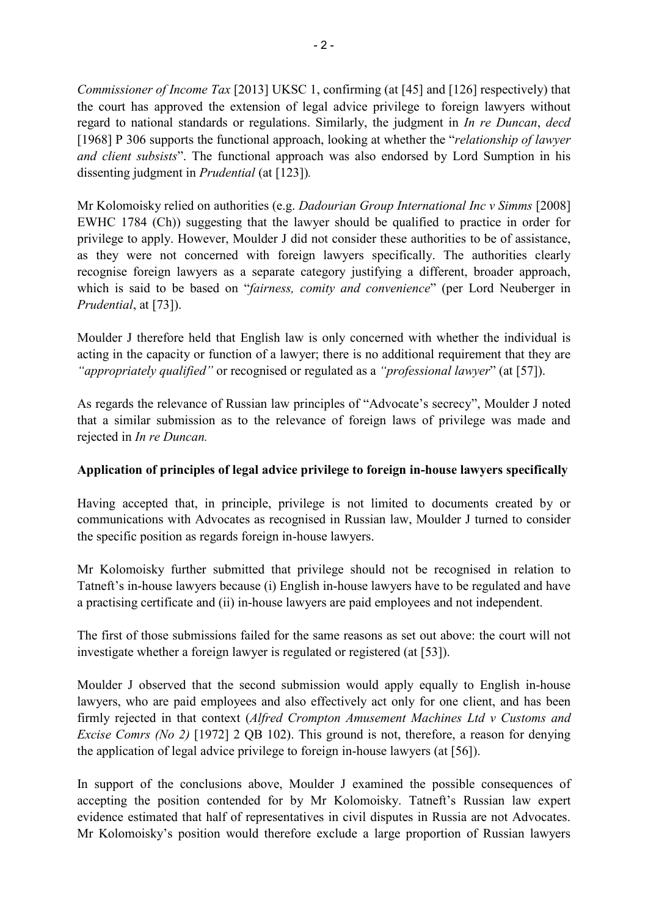*Commissioner of Income Tax* [2013] UKSC 1, confirming (at [45] and [126] respectively) that the court has approved the extension of legal advice privilege to foreign lawyers without regard to national standards or regulations. Similarly, the judgment in *In re Duncan*, *decd* [1968] P 306 supports the functional approach, looking at whether the "*relationship of lawyer and client subsists*". The functional approach was also endorsed by Lord Sumption in his dissenting judgment in *Prudential* (at [123]).

Mr Kolomoisky relied on authorities (e.g. *Dadourian Group International Inc v Simms* [2008] EWHC 1784 (Ch)) suggesting that the lawyer should be qualified to practice in order for privilege to apply. However, Moulder J did not consider these authorities to be of assistance, as they were not concerned with foreign lawyers specifically. The authorities clearly recognise foreign lawyers as a separate category justifying a different, broader approach, which is said to be based on "*fairness, comity and convenience*" (per Lord Neuberger in *Prudential*, at [73]).

Moulder J therefore held that English law is only concerned with whether the individual is acting in the capacity or function of a lawyer; there is no additional requirement that they are *"appropriately qualified"* or recognised or regulated as a *"professional lawyer"* (at [57]).

As regards the relevance of Russian law principles of "Advocate's secrecy", Moulder J noted that a similar submission as to the relevance of foreign laws of privilege was made and rejected in *In re Duncan.*

**Application of principles of legal advice privilege to foreign in-house lawyers specifically**

Having accepted that, in principle, privilege is not limited to documents created by or communications with Advocates as recognised in Russian law, Moulder J turned to consider the specific position as regards foreign in-house lawyers.

Mr Kolomoisky further submitted that privilege should not be recognised in relation to Tatneft's in-house lawyers because (i) English in-house lawyers have to be regulated and have a practising certificate and (ii) in-house lawyers are paid employees and not independent.

The first of those submissions failed for the same reasons as set out above: the court will not investigate whether a foreign lawyer is regulated or registered (at [53]).

Moulder J observed that the second submission would apply equally to English in-house lawyers, who are paid employees and also effectively act only for one client, and has been firmly rejected in that context (*Alfred Crompton Amusement Machines Ltd v Customs and Excise Comrs (No 2)* [1972] 2 QB 102). This ground is not, therefore, a reason for denying the application of legal advice privilege to foreign in-house lawyers (at [56]).

In support of the conclusions above, Moulder J examined the possible consequences of accepting the position contended for by Mr Kolomoisky. Tatneft's Russian law expert evidence estimated that half of representatives in civil disputes in Russia are not Advocates. Mr Kolomoisky's position would therefore exclude a large proportion of Russian lawyers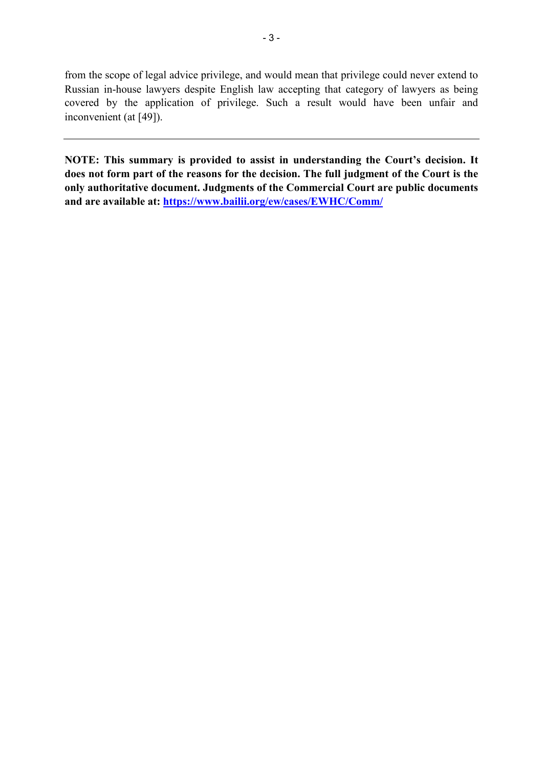from the scope of legal advice privilege, and would mean that privilege could never extend to Russian in-house lawyers despite English law accepting that category of lawyers as being covered by the application of privilege. Such a result would have been unfair and inconvenient (at [49]).

---

**NOTE: This summary is provided to assist in understanding the Court's decision. It does not form part of the reasons for the decision. The full judgment of the Court is the only authoritative document. Judgments of the Commercial Court are public documents and are available at: [https://www.bailii.org/ew/cases/EWHC/Comm/](https://www.bailii.org/ew/cases/EWHC/Comm/)**